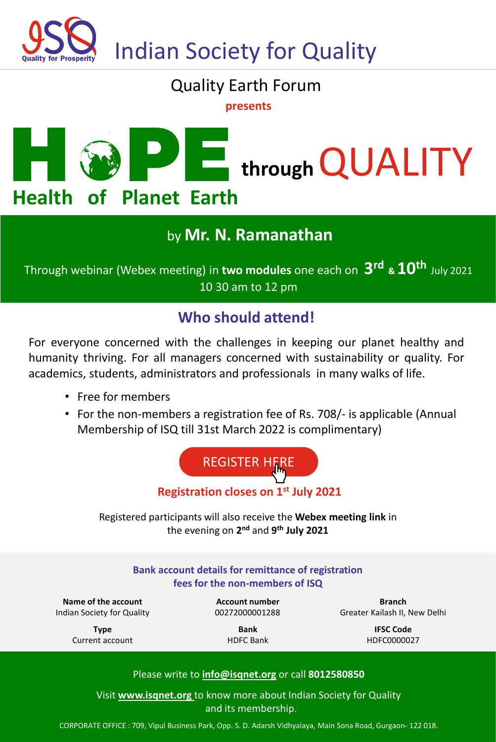# Indian Society for Quality

Quality for Prosperity

## Quality Earth Forum

**presents**

# HOPE through QUALITY

**Health of Planet Earth**

## by **Mr. N. Ramanathan**

Through webinar (Webex meeting) in **two modules** one each on **3rd & 10th** July 2021
10 30 am to 12 pm

## Who should attend!

For everyone concerned with the challenges in keeping our planet healthy and humanity thriving. For all managers concerned with sustainability or quality. For academics, students, administrators and professionals in many walks of life.

- Free for members
- For the non-members a registration fee of Rs. 708/- is applicable (Annual Membership of ISQ till 31st March 2022 is complimentary)

REGISTER HERE

**Registration closes on 1st July 2021**

Registered participants will also receive the **Webex meeting link** in the evening on **2nd** and **9th July 2021**

**Bank account details for remittance of registration fees for the non-members of ISQ**

| **Name of the account** | **Account number** | **Branch** |
|---|---|---|
| Indian Society for Quality | 00272000001288 | Greater Kailash II, New Delhi |
| **Type** | **Bank** | **IFSC Code** |
| Current account | HDFC Bank | HDFC0000027 |

Please write to **info@isqnet.org** or call **8012580850**

Visit **www.isqnet.org** to know more about Indian Society for Quality and its membership.

CORPORATE OFFICE : 709, Vipul Business Park, Opp. S. D. Adarsh Vidhyalaya, Main Sona Road, Gurgaon- 122 018.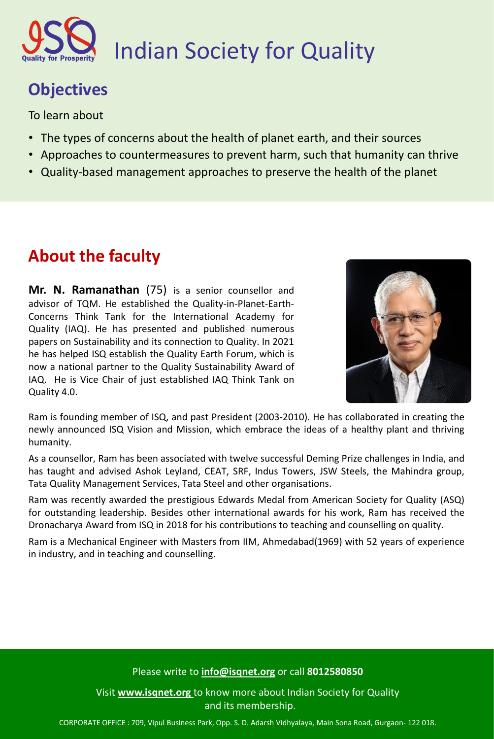# Indian Society for Quality

## Objectives

To learn about

- The types of concerns about the health of planet earth, and their sources
- Approaches to countermeasures to prevent harm, such that humanity can thrive
- Quality-based management approaches to preserve the health of the planet

## About the faculty

**Mr. N. Ramanathan** (75) is a senior counsellor and advisor of TQM. He established the Quality-in-Planet-Earth-Concerns Think Tank for the International Academy for Quality (IAQ). He has presented and published numerous papers on Sustainability and its connection to Quality. In 2021 he has helped ISQ establish the Quality Earth Forum, which is now a national partner to the Quality Sustainability Award of IAQ. He is Vice Chair of just established IAQ Think Tank on Quality 4.0.

Ram is founding member of ISQ, and past President (2003-2010). He has collaborated in creating the newly announced ISQ Vision and Mission, which embrace the ideas of a healthy plant and thriving humanity.

As a counsellor, Ram has been associated with twelve successful Deming Prize challenges in India, and has taught and advised Ashok Leyland, CEAT, SRF, Indus Towers, JSW Steels, the Mahindra group, Tata Quality Management Services, Tata Steel and other organisations.

Ram was recently awarded the prestigious Edwards Medal from American Society for Quality (ASQ) for outstanding leadership. Besides other international awards for his work, Ram has received the Dronacharya Award from ISQ in 2018 for his contributions to teaching and counselling on quality.

Ram is a Mechanical Engineer with Masters from IIM, Ahmedabad(1969) with 52 years of experience in industry, and in teaching and counselling.

Please write to **info@isqnet.org** or call **8012580850**

Visit **www.isqnet.org** to know more about Indian Society for Quality and its membership.

CORPORATE OFFICE : 709, Vipul Business Park, Opp. S. D. Adarsh Vidhyalaya, Main Sona Road, Gurgaon- 122 018.